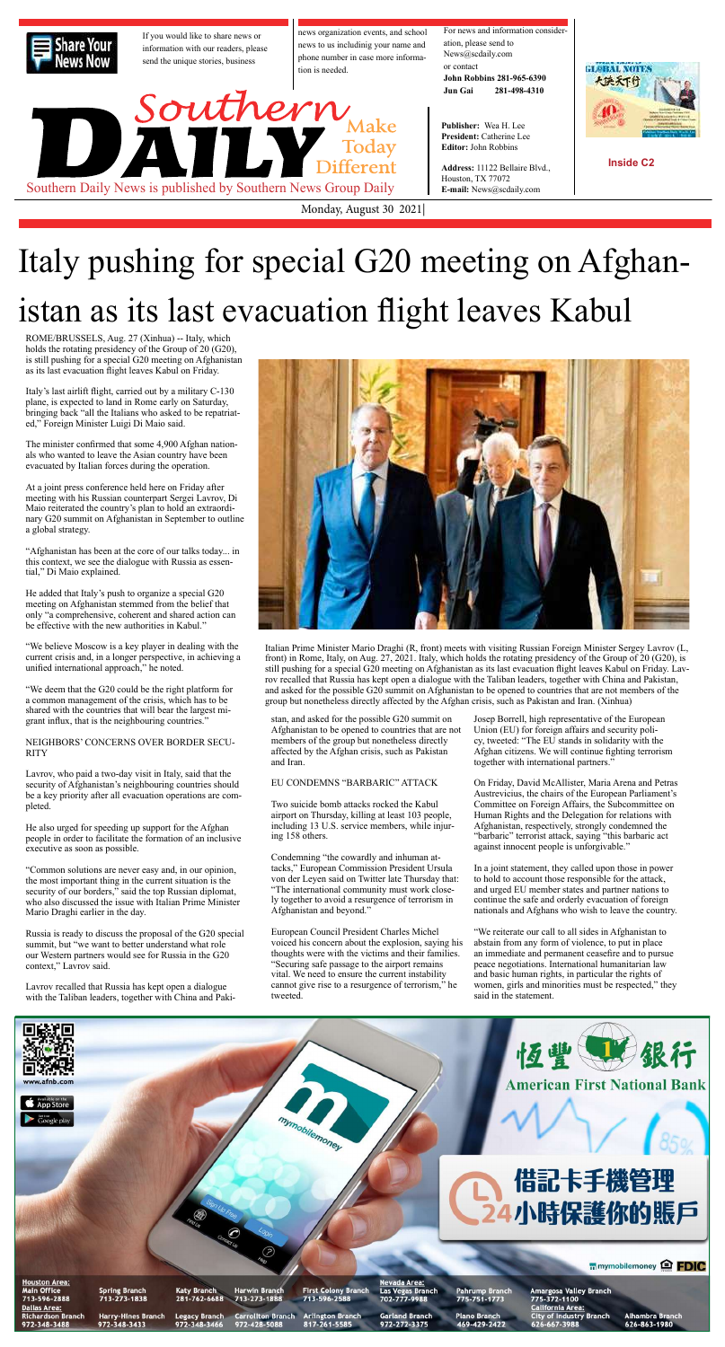If you would like to share news or information with our readers, please send the unique stories, business news organization events, and school news to us includinig your name and phone number in case more information is needed.

For news and information consideration, please send to News@scdaily.com or contact
**John Robbins 281-965-6390**
**Jun Gai 281-498-4310**

**Publisher:** Wea H. Lee
**President:** Catherine Lee
**Editor:** John Robbins

**Address:** 11122 Bellaire Blvd., Houston, TX 77072
**E-mail:** News@scdaily.com

**Inside C2**

Southern Daily — Make Today Different

Southern Daily News is published by Southern News Group Daily

Monday, August 30 2021

# Italy pushing for special G20 meeting on Afghanistan as its last evacuation flight leaves Kabul

ROME/BRUSSELS, Aug. 27 (Xinhua) -- Italy, which holds the rotating presidency of the Group of 20 (G20), is still pushing for a special G20 meeting on Afghanistan as its last evacuation flight leaves Kabul on Friday.

Italy's last airlift flight, carried out by a military C-130 plane, is expected to land in Rome early on Saturday, bringing back "all the Italians who asked to be repatriated," Foreign Minister Luigi Di Maio said.

The minister confirmed that some 4,900 Afghan nationals who wanted to leave the Asian country have been evacuated by Italian forces during the operation.

At a joint press conference held here on Friday after meeting with his Russian counterpart Sergei Lavrov, Di Maio reiterated the country's plan to hold an extraordinary G20 summit on Afghanistan in September to outline a global strategy.

"Afghanistan has been at the core of our talks today... in this context, we see the dialogue with Russia as essential," Di Maio explained.

He added that Italy's push to organize a special G20 meeting on Afghanistan stemmed from the belief that only "a comprehensive, coherent and shared action can be effective with the new authorities in Kabul."

"We believe Moscow is a key player in dealing with the current crisis and, in a longer perspective, in achieving a unified international approach," he noted.

"We deem that the G20 could be the right platform for a common management of the crisis, which has to be shared with the countries that will bear the largest migrant influx, that is the neighbouring countries."

NEIGHBORS' CONCERNS OVER BORDER SECURITY

Lavrov, who paid a two-day visit in Italy, said that the security of Afghanistan's neighbouring countries should be a key priority after all evacuation operations are completed.

He also urged for speeding up support for the Afghan people in order to facilitate the formation of an inclusive executive as soon as possible.

"Common solutions are never easy and, in our opinion, the most important thing in the current situation is the security of our borders," said the top Russian diplomat, who also discussed the issue with Italian Prime Minister Mario Draghi earlier in the day.

Russia is ready to discuss the proposal of the G20 special summit, but "we want to better understand what role our Western partners would see for Russia in the G20 context," Lavrov said.

Lavrov recalled that Russia has kept open a dialogue with the Taliban leaders, together with China and Pakistan, and asked for the possible G20 summit on Afghanistan to be opened to countries that are not members of the group but nonetheless directly affected by the Afghan crisis, such as Pakistan and Iran.

Italian Prime Minister Mario Draghi (R, front) meets with visiting Russian Foreign Minister Sergey Lavrov (L, front) in Rome, Italy, on Aug. 27, 2021. Italy, which holds the rotating presidency of the Group of 20 (G20), is still pushing for a special G20 meeting on Afghanistan as its last evacuation flight leaves Kabul on Friday. Lavrov recalled that Russia has kept open a dialogue with the Taliban leaders, together with China and Pakistan, and asked for the possible G20 summit on Afghanistan to be opened to countries that are not members of the group but nonetheless directly affected by the Afghan crisis, such as Pakistan and Iran. (Xinhua)

EU CONDEMNS "BARBARIC" ATTACK

Two suicide bomb attacks rocked the Kabul airport on Thursday, killing at least 103 people, including 13 U.S. service members, while injuring 158 others.

Condemning "the cowardly and inhuman attacks," European Commission President Ursula von der Leyen said on Twitter late Thursday that: "The international community must work closely together to avoid a resurgence of terrorism in Afghanistan and beyond."

European Council President Charles Michel voiced his concern about the explosion, saying his thoughts were with the victims and their families. "Securing safe passage to the airport remains vital. We need to ensure the current instability cannot give rise to a resurgence of terrorism," he tweeted.

Josep Borrell, high representative of the European Union (EU) for foreign affairs and security policy, tweeted: "The EU stands in solidarity with the Afghan citizens. We will continue fighting terrorism together with international partners."

On Friday, David McAllister, Maria Arena and Petras Austrevicius, the chairs of the European Parliament's Committee on Foreign Affairs, the Subcommittee on Human Rights and the Delegation for relations with Afghanistan, respectively, strongly condemned the "barbaric" terrorist attack, saying "this barbaric act against innocent people is unforgivable."

In a joint statement, they called upon those in power to hold to account those responsible for the attack, and urged EU member states and partner nations to continue the safe and orderly evacuation of foreign nationals and Afghans who wish to leave the country.

"We reiterate our call to all sides in Afghanistan to abstain from any form of violence, to put in place an immediate and permanent ceasefire and to pursue peace negotiations. International humanitarian law and basic human rights, in particular the rights of women, girls and minorities must be respected," they said in the statement.

恆豐銀行 American First National Bank

借記卡手機管理 24小時保護你的賬戶

www.afnb.com

| Houston Area: Main Office 713-596-2888 | Spring Branch 713-273-1838 | Katy Branch 281-762-6688 | Harwin Branch 713-273-1888 | First Colony Branch 713-596-2588 | Nevada Area: Las Vegas Branch 702-777-9988 | Pahrump Branch 775-751-1773 | Amargosa Valley Branch 775-372-1100 | |
|---|---|---|---|---|---|---|---|---|
| Dallas Area: Richardson Branch 972-348-3488 | Harry-Hines Branch 972-348-3433 | Legacy Branch 972-348-3466 | Carrollton Branch 972-428-5088 | Arlington Branch 817-261-5585 | Garland Branch 972-272-3375 | Plano Branch 469-429-2422 | California Area: City of Industry Branch 626-667-3988 | Alhambra Branch 626-863-1980 |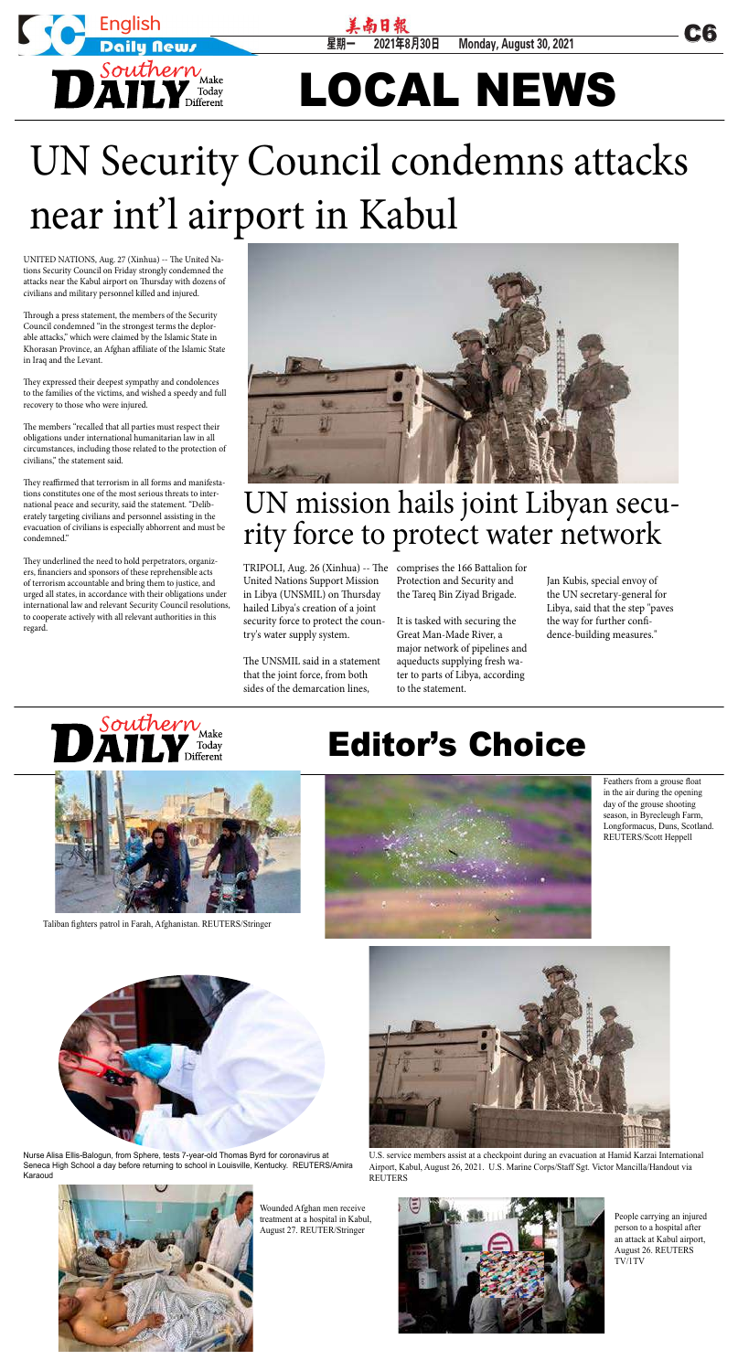# LOCAL NEWS

# UN Security Council condemns attacks near int'l airport in Kabul

UNITED NATIONS, Aug. 27 (Xinhua) -- The United Nations Security Council on Friday strongly condemned the attacks near the Kabul airport on Thursday with dozens of civilians and military personnel killed and injured.

Through a press statement, the members of the Security Council condemned "in the strongest terms the deplorable attacks," which were claimed by the Islamic State in Khorasan Province, an Afghan affiliate of the Islamic State in Iraq and the Levant.

They expressed their deepest sympathy and condolences to the families of the victims, and wished a speedy and full recovery to those who were injured.

The members "recalled that all parties must respect their obligations under international humanitarian law in all circumstances, including those related to the protection of civilians," the statement said.

They reaffirmed that terrorism in all forms and manifestations constitutes one of the most serious threats to international peace and security, said the statement. "Deliberately targeting civilians and personnel assisting in the evacuation of civilians is especially abhorrent and must be condemned."

They underlined the need to hold perpetrators, organizers, financiers and sponsors of these reprehensible acts of terrorism accountable and bring them to justice, and urged all states, in accordance with their obligations under international law and relevant Security Council resolutions, to cooperate actively with all relevant authorities in this regard.

## UN mission hails joint Libyan security force to protect water network

TRIPOLI, Aug. 26 (Xinhua) -- The United Nations Support Mission in Libya (UNSMIL) on Thursday hailed Libya's creation of a joint security force to protect the country's water supply system.

The UNSMIL said in a statement that the joint force, from both sides of the demarcation lines, comprises the 166 Battalion for Protection and Security and the Tareq Bin Ziyad Brigade.

It is tasked with securing the Great Man-Made River, a major network of pipelines and aqueducts supplying fresh water to parts of Libya, according to the statement.

Jan Kubis, special envoy of the UN secretary-general for Libya, said that the step "paves the way for further confidence-building measures."

# Editor's Choice

Taliban fighters patrol in Farah, Afghanistan. REUTERS/Stringer

Feathers from a grouse float in the air during the opening day of the grouse shooting season, in Byrecleugh Farm, Longformacus, Duns, Scotland. REUTERS/Scott Heppell

Nurse Alisa Ellis-Balogun, from Sphere, tests 7-year-old Thomas Byrd for coronavirus at Seneca High School a day before returning to school in Louisville, Kentucky. REUTERS/Amira Karaoud

U.S. service members assist at a checkpoint during an evacuation at Hamid Karzai International Airport, Kabul, August 26, 2021. U.S. Marine Corps/Staff Sgt. Victor Mancilla/Handout via REUTERS

Wounded Afghan men receive treatment at a hospital in Kabul, August 27. REUTER/Stringer

People carrying an injured person to a hospital after an attack at Kabul airport, August 26. REUTERS TV/1TV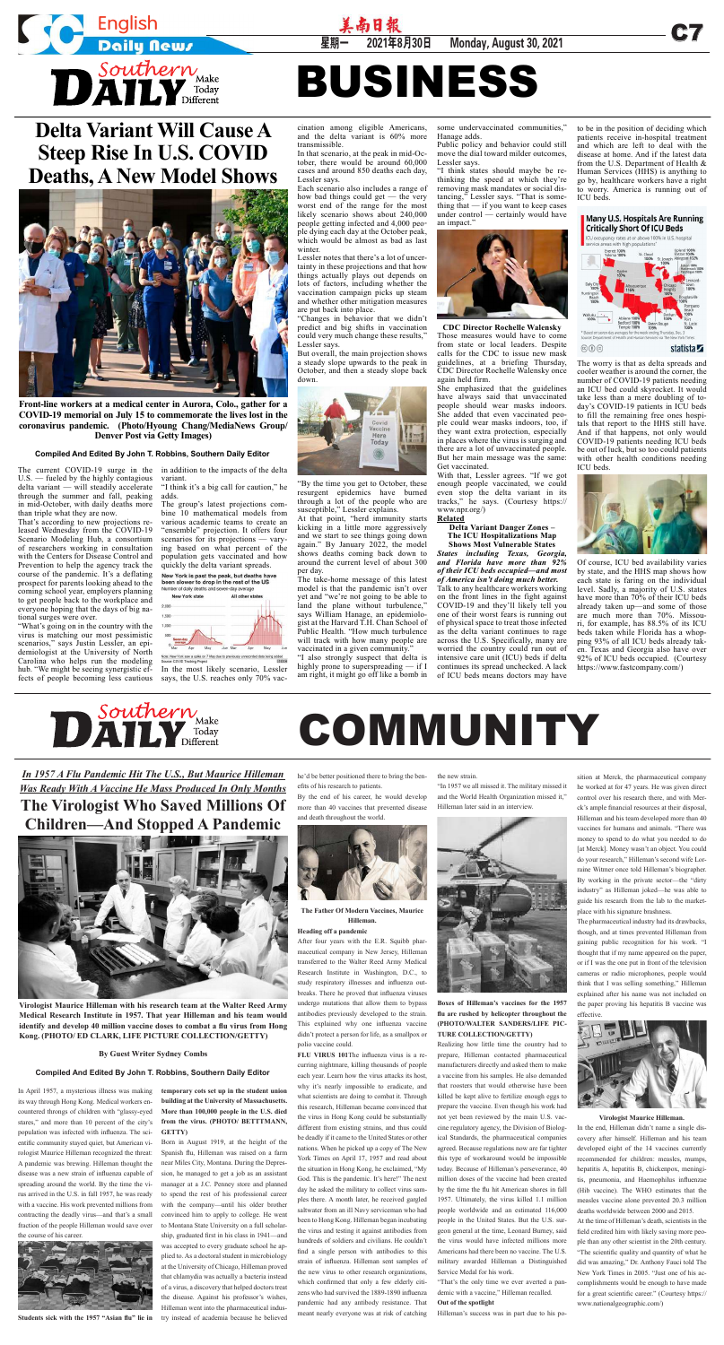# BUSINESS

## Delta Variant Will Cause A Steep Rise In U.S. COVID Deaths, A New Model Shows

**Front-line workers at a medical center in Aurora, Colo., gather for a COVID-19 memorial on July 15 to commemorate the lives lost in the coronavirus pandemic. (Photo/Hyoung Chang/MediaNews Group/ Denver Post via Getty Images)**

**Compiled And Edited By John T. Robbins, Southern Daily Editor**

The current COVID-19 surge in the U.S. — fueled by the highly contagious delta variant — will steadily accelerate through the summer and fall, peaking in mid-October, with daily deaths more than triple what they are now.

That's according to new projections released Wednesday from the COVID-19 Scenario Modeling Hub, a consortium of researchers working in consultation with the Centers for Disease Control and Prevention to help the agency track the course of the pandemic. It's a deflating prospect for parents looking ahead to the coming school year, employers planning to get people back to the workplace and everyone hoping that the days of big national surges were over.

"What's going on in the country with the virus is matching our most pessimistic scenarios," says Justin Lessler, an epidemiologist at the University of North Carolina who helps run the modeling hub. "We might be seeing synergistic effects of people becoming less cautious in addition to the impacts of the delta variant.

"I think it's a big call for caution," he adds.

The group's latest projections combine 10 mathematical models from various academic teams to create an "ensemble" projection. It offers four scenarios for its projections — varying based on what percent of the population gets vaccinated and how quickly the delta variant spreads.

New York is past the peak, but deaths have been slower to drop in the rest of the US
Number of daily deaths and seven-day average
New York state
All other states
2,000
1,500
1,000
500
Mar Apr May Jun Mar Apr May Jun
Note: New York saw a spike on 7 May due to previously unrecorded data being added
Source: COVID Tracking Project

In the most likely scenario, Lessler says, the U.S. reaches only 70% vaccination among eligible Americans, and the delta variant is 60% more transmissible.

In that scenario, at the peak in mid-October, there would be around 60,000 cases and around 850 deaths each day, Lessler says.

Each scenario also includes a range of how bad things could get — the very worst end of the range for the most likely scenario shows about 240,000 people getting infected and 4,000 people dying each day at the October peak, which would be almost as bad as last winter.

Lessler notes that there's a lot of uncertainty in these projections and that how things actually plays out depends on lots of factors, including whether the vaccination campaign picks up steam and whether other mitigation measures are put back into place.

"Changes in behavior that we didn't predict and big shifts in vaccination could very much change these results," Lessler says.

But overall, the main projection shows a steady slope upwards to the peak in October, and then a steady slope back down.

"By the time you get to October, these resurgent epidemics have burned through a lot of the people who are susceptible," Lessler explains.

At that point, "herd immunity starts kicking in a little more aggressively and we start to see things going down again." By January 2022, the model shows deaths coming back down to around the current level of about 300 per day.

The take-home message of this latest model is that the pandemic isn't over yet and "we're not going to be able to land the plane without turbulence," says William Hanage, an epidemiologist at the Harvard T.H. Chan School of Public Health. "How much turbulence will track with how many people are vaccinated in a given community."

"I also strongly suspect that delta is highly prone to superspreading — if I am right, it might go off like a bomb in some undervaccinated communities," Hanage adds.

Public policy and behavior could still move the dial toward milder outcomes, Lessler says.

"I think states should maybe be rethinking the speed at which they're removing mask mandates or social distancing," Lessler says. "That is something that — if you want to keep cases under control — certainly would have an impact."

**CDC Director Rochelle Walensky**

Those measures would have to come from state or local leaders. Despite calls for the CDC to issue new mask guidelines, at a briefing Thursday, CDC Director Rochelle Walensky once again held firm.

She emphasized that the guidelines have always said that unvaccinated people should wear masks indoors. She added that even vaccinated people could wear masks indoors, too, if they want extra protection, especially in places where the virus is surging and there are a lot of unvaccinated people. But her main message was the same: Get vaccinated.

With that, Lessler agrees. "If we got enough people vaccinated, we could even stop the delta variant in its tracks," he says. (Courtesy https://www.npr.org/)

**Related**

**Delta Variant Danger Zones – The ICU Hospitalizations Map Shows Most Vulnerable States**

***States including Texas, Georgia, and Florida have more than 92% of their ICU beds occupied—and most of America isn't doing much better.***

Talk to any healthcare workers working on the front lines in the fight against COVID-19 and they'll likely tell you one of their worst fears is running out of physical space to treat those infected as the delta variant continues to rage across the U.S. Specifically, many are worried the country could run out of intensive care unit (ICU) beds if delta continues its spread unchecked. A lack of ICU beds means doctors may have to be in the position of deciding which patients receive in-hospital treatment and which are left to deal with the disease at home. And if the latest data from the U.S. Department of Health & Human Services (HHS) is anything to go by, healthcare workers have a right to worry. America is running out of ICU beds.

**Many U.S. Hospitals Are Running Critically Short Of ICU Beds**

ICU occupancy rates at or above 100% in U.S. hospital service areas with high populations*

* Based on seven-day averages for the week ending Thursday, Sep. 2
Source: Department of Health and Human Services via The New York Times

statista

The worry is that as delta spreads and cooler weather is around the corner, the number of COVID-19 patients needing an ICU bed could skyrocket. It would take less than a mere doubling of today's COVID-19 patients in ICU beds to fill the remaining free ones hospitals that report to the HHS still have. And if that happens, not only would COVID-19 patients needing ICU beds be out of luck, but so too could patients with other health conditions needing ICU beds.

Of course, ICU bed availability varies by state, and the HHS map shows how each state is faring on the individual level. Sadly, a majority of U.S. states have more than 70% of their ICU beds already taken up—and some of those are much more than 70%. Missouri, for example, has 88.5% of its ICU beds taken while Florida has a whopping 93% of all ICU beds already taken. Texas and Georgia also have over 92% of ICU beds occupied. (Courtesy https://www.fastcompany.com/)

# COMMUNITY

***In 1957 A Flu Pandemic Hit The U.S., But Maurice Hilleman Was Ready With A Vaccine He Mass Produced In Only Months***

## The Virologist Who Saved Millions Of Children—And Stopped A Pandemic

**Virologist Maurice Hilleman with his research team at the Walter Reed Army Medical Research Institute in 1957. That year Hilleman and his team would identify and develop 40 million vaccine doses to combat a flu virus from Hong Kong. (PHOTO/ ED CLARK, LIFE PICTURE COLLECTION/GETTY)**

**By Guest Writer Sydney Combs**

**Compiled And Edited By John T. Robbins, Southern Daily Editor**

In April 1957, a mysterious illness was making its way through Hong Kong. Medical workers encountered throngs of children with "glassy-eyed stares," and more than 10 percent of the city's population was infected with influenza. The scientific community stayed quiet, but American virologist Maurice Hilleman recognized the threat: A pandemic was brewing. Hilleman thought the disease was a new strain of influenza capable of spreading around the world. By the time the virus arrived in the U.S. in fall 1957, he was ready with a vaccine. His work prevented millions from contracting the deadly virus—and that's a small fraction of the people Hilleman would save over the course of his career.

**Students sick with the 1957 "Asian flu" lie in temporary cots set up in the student union building at the University of Massachusetts. More than 100,000 people in the U.S. died from the virus. (PHOTO/ BETTTMANN, GETTY)**

Born in August 1919, at the height of the Spanish flu, Hilleman was raised on a farm near Miles City, Montana. During the Depression, he managed to get a job as an assistant manager at a J.C. Penney store and planned to spend the rest of his professional career with the company—until his older brother convinced him to apply to college. He went to Montana State University on a full scholarship, graduated first in his class in 1941—and was accepted to every graduate school he applied to. As a doctoral student in microbiology at the University of Chicago, Hilleman proved that chlamydia was actually a bacteria instead of a virus, a discovery that helped doctors treat the disease. Against his professor's wishes, Hilleman went into the pharmaceutical industry instead of academia because he believed he'd be better positioned there to bring the benefits of his research to patients.

By the end of his career, he would develop more than 40 vaccines that prevented disease and death throughout the world.

**The Father Of Modern Vaccines, Maurice Hilleman.**

**Heading off a pandemic**

After four years with the E.R. Squibb pharmaceutical company in New Jersey, Hilleman transferred to the Walter Reed Army Medical Research Institute in Washington, D.C., to study respiratory illnesses and influenza outbreaks. There he proved that influenza viruses undergo mutations that allow them to bypass antibodies previously developed to the strain. This explained why one influenza vaccine didn't protect a person for life, as a smallpox or polio vaccine could.

**FLU VIRUS 101**The influenza virus is a recurring nightmare, killing thousands of people each year. Learn how the virus attacks its host, why it's nearly impossible to eradicate, and what scientists are doing to combat it. Through this research, Hilleman became convinced that the virus in Hong Kong could be substantially different from existing strains, and thus could be deadly if it came to the United States or other nations. When he picked up a copy of The New York Times on April 17, 1957 and read about the situation in Hong Kong, he exclaimed, "My God. This is the pandemic. It's here!" The next day he asked the military to collect virus samples there. A month later, he received gargled saltwater from an ill Navy serviceman who had been to Hong Kong. Hilleman began incubating the virus and testing it against antibodies from hundreds of soldiers and civilians. He couldn't find a single person with antibodies to this strain of influenza. Hilleman sent samples of the new virus to other research organizations, which confirmed that only a few elderly citizens who had survived the 1889-1890 influenza pandemic had any antibody resistance. That meant nearly everyone was at risk of catching the new strain.

"In 1957 we all missed it. The military missed it and the World Health Organization missed it," Hilleman later said in an interview.

**Boxes of Hilleman's vaccines for the 1957 flu are rushed by helicopter throughout the (PHOTO/WALTER SANDERS/LIFE PICTURE COLLECTION/GETTY)**

Realizing how little time the country had to prepare, Hilleman contacted pharmaceutical manufacturers directly and asked them to make a vaccine from his samples. He also demanded that roosters that would otherwise have been killed be kept alive to fertilize enough eggs to prepare the vaccine. Even though his work had not yet been reviewed by the main U.S. vaccine regulatory agency, the Division of Biological Standards, the pharmaceutical companies agreed. Because regulations now are far tighter this type of workaround would be impossible today. Because of Hilleman's perseverance, 40 million doses of the vaccine had been created by the time the flu hit American shores in fall 1957. Ultimately, the virus killed 1.1 million people worldwide and an estimated 116,000 people in the United States. But the U.S. surgeon general at the time, Leonard Burney, said the virus would have infected millions more Americans had there been no vaccine. The U.S. military awarded Hilleman a Distinguished Service Medal for his work.

"That's the only time we ever averted a pandemic with a vaccine," Hilleman recalled.

**Out of the spotlight**

Hilleman's success was in part due to his position at Merck, the pharmaceutical company he worked at for 47 years. He was given direct control over his research there, and with Merck's ample financial resources at their disposal, Hilleman and his team developed more than 40 vaccines for humans and animals. "There was money to spend to do what you needed to do [at Merck]. Money wasn't an object. You could do your research," Hilleman's second wife Lorraine Witmer once told Hilleman's biographer. By working in the private sector—the "dirty industry" as Hilleman joked—he was able to guide his research from the lab to the marketplace with his signature brashness.

The pharmaceutical industry had its drawbacks, though, and at times prevented Hilleman from gaining public recognition for his work. "I thought that if my name appeared on the paper, or if I was the one put in front of the television cameras or radio microphones, people would think that I was selling something," Hilleman explained after his name was not included on the paper proving his hepatitis B vaccine was effective.

**Virologist Maurice Hilleman.**

In the end, Hilleman didn't name a single discovery after himself. Hilleman and his team developed eight of the 14 vaccines currently recommended for children: measles, mumps, hepatitis A, hepatitis B, chickenpox, meningitis, pneumonia, and Haemophilus influenzae (Hib vaccine). The WHO estimates that the measles vaccine alone prevented 20.3 million deaths worldwide between 2000 and 2015.

At the time of Hilleman's death, scientists in the field credited him with likely saving more people than any other scientist in the 20th century. "The scientific quality and quantity of what he did was amazing," Dr. Anthony Fauci told The New York Times in 2005. "Just one of his accomplishments would be enough to have made for a great scientific career." (Courtesy https://www.nationalgeographic.com/)